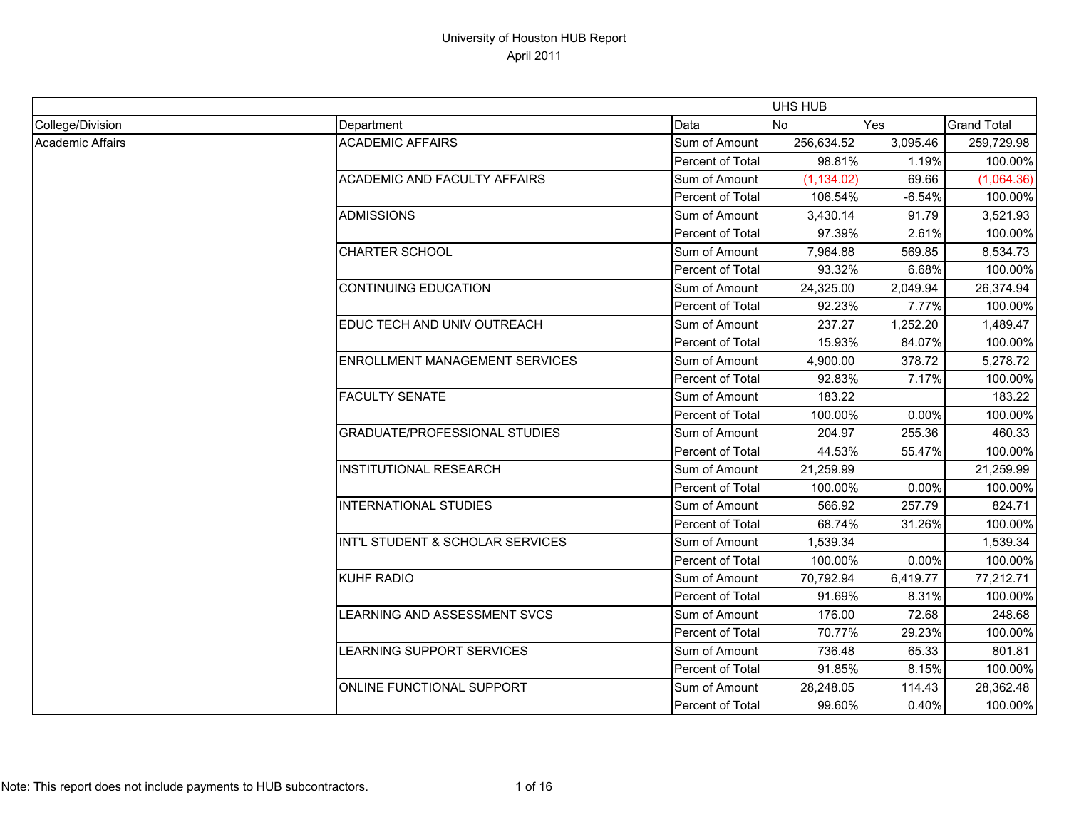# University of Houston HUB Report

April 2011

| | | | UHS HUB | | |
|---|---|---|---|---|---|
| College/Division | Department | Data | No | Yes | Grand Total |
| Academic Affairs | ACADEMIC AFFAIRS | Sum of Amount | 256,634.52 | 3,095.46 | 259,729.98 |
| | | Percent of Total | 98.81% | 1.19% | 100.00% |
| | ACADEMIC AND FACULTY AFFAIRS | Sum of Amount | (1,134.02) | 69.66 | (1,064.36) |
| | | Percent of Total | 106.54% | -6.54% | 100.00% |
| | ADMISSIONS | Sum of Amount | 3,430.14 | 91.79 | 3,521.93 |
| | | Percent of Total | 97.39% | 2.61% | 100.00% |
| | CHARTER SCHOOL | Sum of Amount | 7,964.88 | 569.85 | 8,534.73 |
| | | Percent of Total | 93.32% | 6.68% | 100.00% |
| | CONTINUING EDUCATION | Sum of Amount | 24,325.00 | 2,049.94 | 26,374.94 |
| | | Percent of Total | 92.23% | 7.77% | 100.00% |
| | EDUC TECH AND UNIV OUTREACH | Sum of Amount | 237.27 | 1,252.20 | 1,489.47 |
| | | Percent of Total | 15.93% | 84.07% | 100.00% |
| | ENROLLMENT MANAGEMENT SERVICES | Sum of Amount | 4,900.00 | 378.72 | 5,278.72 |
| | | Percent of Total | 92.83% | 7.17% | 100.00% |
| | FACULTY SENATE | Sum of Amount | 183.22 | | 183.22 |
| | | Percent of Total | 100.00% | 0.00% | 100.00% |
| | GRADUATE/PROFESSIONAL STUDIES | Sum of Amount | 204.97 | 255.36 | 460.33 |
| | | Percent of Total | 44.53% | 55.47% | 100.00% |
| | INSTITUTIONAL RESEARCH | Sum of Amount | 21,259.99 | | 21,259.99 |
| | | Percent of Total | 100.00% | 0.00% | 100.00% |
| | INTERNATIONAL STUDIES | Sum of Amount | 566.92 | 257.79 | 824.71 |
| | | Percent of Total | 68.74% | 31.26% | 100.00% |
| | INT'L STUDENT & SCHOLAR SERVICES | Sum of Amount | 1,539.34 | | 1,539.34 |
| | | Percent of Total | 100.00% | 0.00% | 100.00% |
| | KUHF RADIO | Sum of Amount | 70,792.94 | 6,419.77 | 77,212.71 |
| | | Percent of Total | 91.69% | 8.31% | 100.00% |
| | LEARNING AND ASSESSMENT SVCS | Sum of Amount | 176.00 | 72.68 | 248.68 |
| | | Percent of Total | 70.77% | 29.23% | 100.00% |
| | LEARNING SUPPORT SERVICES | Sum of Amount | 736.48 | 65.33 | 801.81 |
| | | Percent of Total | 91.85% | 8.15% | 100.00% |
| | ONLINE FUNCTIONAL SUPPORT | Sum of Amount | 28,248.05 | 114.43 | 28,362.48 |
| | | Percent of Total | 99.60% | 0.40% | 100.00% |

Note: This report does not include payments to HUB subcontractors.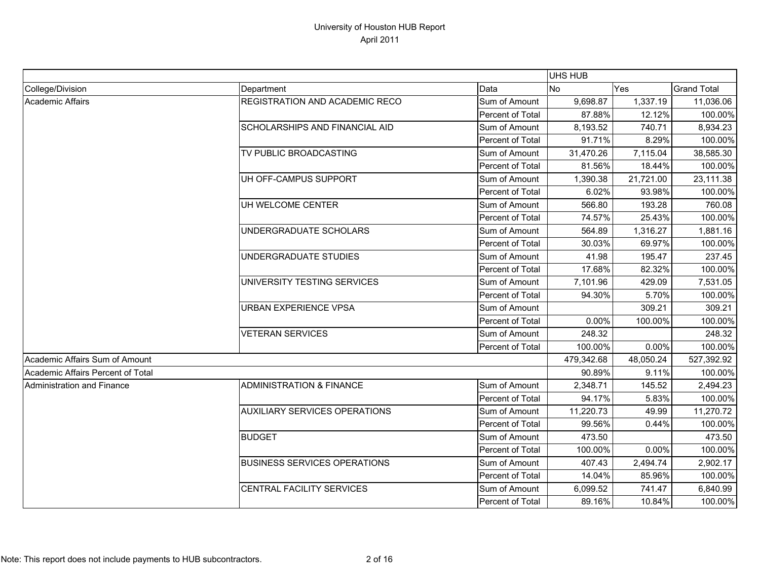# University of Houston HUB Report
## April 2011

| | | | UHS HUB | | |
|---|---|---|---|---|---|
| College/Division | Department | Data | No | Yes | Grand Total |
| Academic Affairs | REGISTRATION AND ACADEMIC RECO | Sum of Amount | 9,698.87 | 1,337.19 | 11,036.06 |
| | | Percent of Total | 87.88% | 12.12% | 100.00% |
| | SCHOLARSHIPS AND FINANCIAL AID | Sum of Amount | 8,193.52 | 740.71 | 8,934.23 |
| | | Percent of Total | 91.71% | 8.29% | 100.00% |
| | TV PUBLIC BROADCASTING | Sum of Amount | 31,470.26 | 7,115.04 | 38,585.30 |
| | | Percent of Total | 81.56% | 18.44% | 100.00% |
| | UH OFF-CAMPUS SUPPORT | Sum of Amount | 1,390.38 | 21,721.00 | 23,111.38 |
| | | Percent of Total | 6.02% | 93.98% | 100.00% |
| | UH WELCOME CENTER | Sum of Amount | 566.80 | 193.28 | 760.08 |
| | | Percent of Total | 74.57% | 25.43% | 100.00% |
| | UNDERGRADUATE SCHOLARS | Sum of Amount | 564.89 | 1,316.27 | 1,881.16 |
| | | Percent of Total | 30.03% | 69.97% | 100.00% |
| | UNDERGRADUATE STUDIES | Sum of Amount | 41.98 | 195.47 | 237.45 |
| | | Percent of Total | 17.68% | 82.32% | 100.00% |
| | UNIVERSITY TESTING SERVICES | Sum of Amount | 7,101.96 | 429.09 | 7,531.05 |
| | | Percent of Total | 94.30% | 5.70% | 100.00% |
| | URBAN EXPERIENCE VPSA | Sum of Amount | | 309.21 | 309.21 |
| | | Percent of Total | 0.00% | 100.00% | 100.00% |
| | VETERAN SERVICES | Sum of Amount | 248.32 | | 248.32 |
| | | Percent of Total | 100.00% | 0.00% | 100.00% |
| Academic Affairs Sum of Amount | | | 479,342.68 | 48,050.24 | 527,392.92 |
| Academic Affairs Percent of Total | | | 90.89% | 9.11% | 100.00% |
| Administration and Finance | ADMINISTRATION & FINANCE | Sum of Amount | 2,348.71 | 145.52 | 2,494.23 |
| | | Percent of Total | 94.17% | 5.83% | 100.00% |
| | AUXILIARY SERVICES OPERATIONS | Sum of Amount | 11,220.73 | 49.99 | 11,270.72 |
| | | Percent of Total | 99.56% | 0.44% | 100.00% |
| | BUDGET | Sum of Amount | 473.50 | | 473.50 |
| | | Percent of Total | 100.00% | 0.00% | 100.00% |
| | BUSINESS SERVICES OPERATIONS | Sum of Amount | 407.43 | 2,494.74 | 2,902.17 |
| | | Percent of Total | 14.04% | 85.96% | 100.00% |
| | CENTRAL FACILITY SERVICES | Sum of Amount | 6,099.52 | 741.47 | 6,840.99 |
| | | Percent of Total | 89.16% | 10.84% | 100.00% |

Note: This report does not include payments to HUB subcontractors.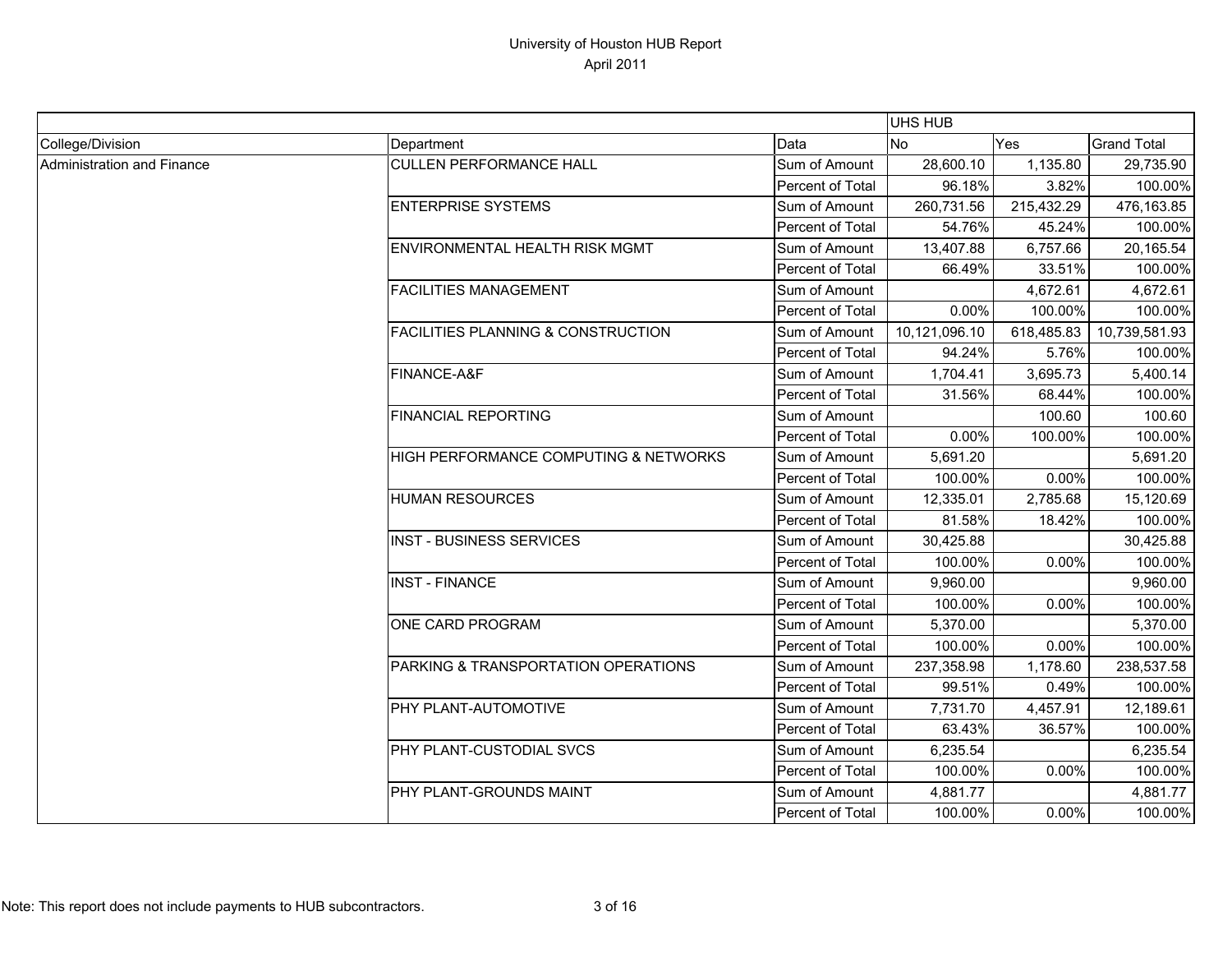# University of Houston HUB Report

April 2011

| | | | UHS HUB | | |
|---|---|---|---|---|---|
| College/Division | Department | Data | No | Yes | Grand Total |
| Administration and Finance | CULLEN PERFORMANCE HALL | Sum of Amount | 28,600.10 | 1,135.80 | 29,735.90 |
| | | Percent of Total | 96.18% | 3.82% | 100.00% |
| | ENTERPRISE SYSTEMS | Sum of Amount | 260,731.56 | 215,432.29 | 476,163.85 |
| | | Percent of Total | 54.76% | 45.24% | 100.00% |
| | ENVIRONMENTAL HEALTH RISK MGMT | Sum of Amount | 13,407.88 | 6,757.66 | 20,165.54 |
| | | Percent of Total | 66.49% | 33.51% | 100.00% |
| | FACILITIES MANAGEMENT | Sum of Amount | | 4,672.61 | 4,672.61 |
| | | Percent of Total | 0.00% | 100.00% | 100.00% |
| | FACILITIES PLANNING & CONSTRUCTION | Sum of Amount | 10,121,096.10 | 618,485.83 | 10,739,581.93 |
| | | Percent of Total | 94.24% | 5.76% | 100.00% |
| | FINANCE-A&F | Sum of Amount | 1,704.41 | 3,695.73 | 5,400.14 |
| | | Percent of Total | 31.56% | 68.44% | 100.00% |
| | FINANCIAL REPORTING | Sum of Amount | | 100.60 | 100.60 |
| | | Percent of Total | 0.00% | 100.00% | 100.00% |
| | HIGH PERFORMANCE COMPUTING & NETWORKS | Sum of Amount | 5,691.20 | | 5,691.20 |
| | | Percent of Total | 100.00% | 0.00% | 100.00% |
| | HUMAN RESOURCES | Sum of Amount | 12,335.01 | 2,785.68 | 15,120.69 |
| | | Percent of Total | 81.58% | 18.42% | 100.00% |
| | INST - BUSINESS SERVICES | Sum of Amount | 30,425.88 | | 30,425.88 |
| | | Percent of Total | 100.00% | 0.00% | 100.00% |
| | INST - FINANCE | Sum of Amount | 9,960.00 | | 9,960.00 |
| | | Percent of Total | 100.00% | 0.00% | 100.00% |
| | ONE CARD PROGRAM | Sum of Amount | 5,370.00 | | 5,370.00 |
| | | Percent of Total | 100.00% | 0.00% | 100.00% |
| | PARKING & TRANSPORTATION OPERATIONS | Sum of Amount | 237,358.98 | 1,178.60 | 238,537.58 |
| | | Percent of Total | 99.51% | 0.49% | 100.00% |
| | PHY PLANT-AUTOMOTIVE | Sum of Amount | 7,731.70 | 4,457.91 | 12,189.61 |
| | | Percent of Total | 63.43% | 36.57% | 100.00% |
| | PHY PLANT-CUSTODIAL SVCS | Sum of Amount | 6,235.54 | | 6,235.54 |
| | | Percent of Total | 100.00% | 0.00% | 100.00% |
| | PHY PLANT-GROUNDS MAINT | Sum of Amount | 4,881.77 | | 4,881.77 |
| | | Percent of Total | 100.00% | 0.00% | 100.00% |

Note: This report does not include payments to HUB subcontractors.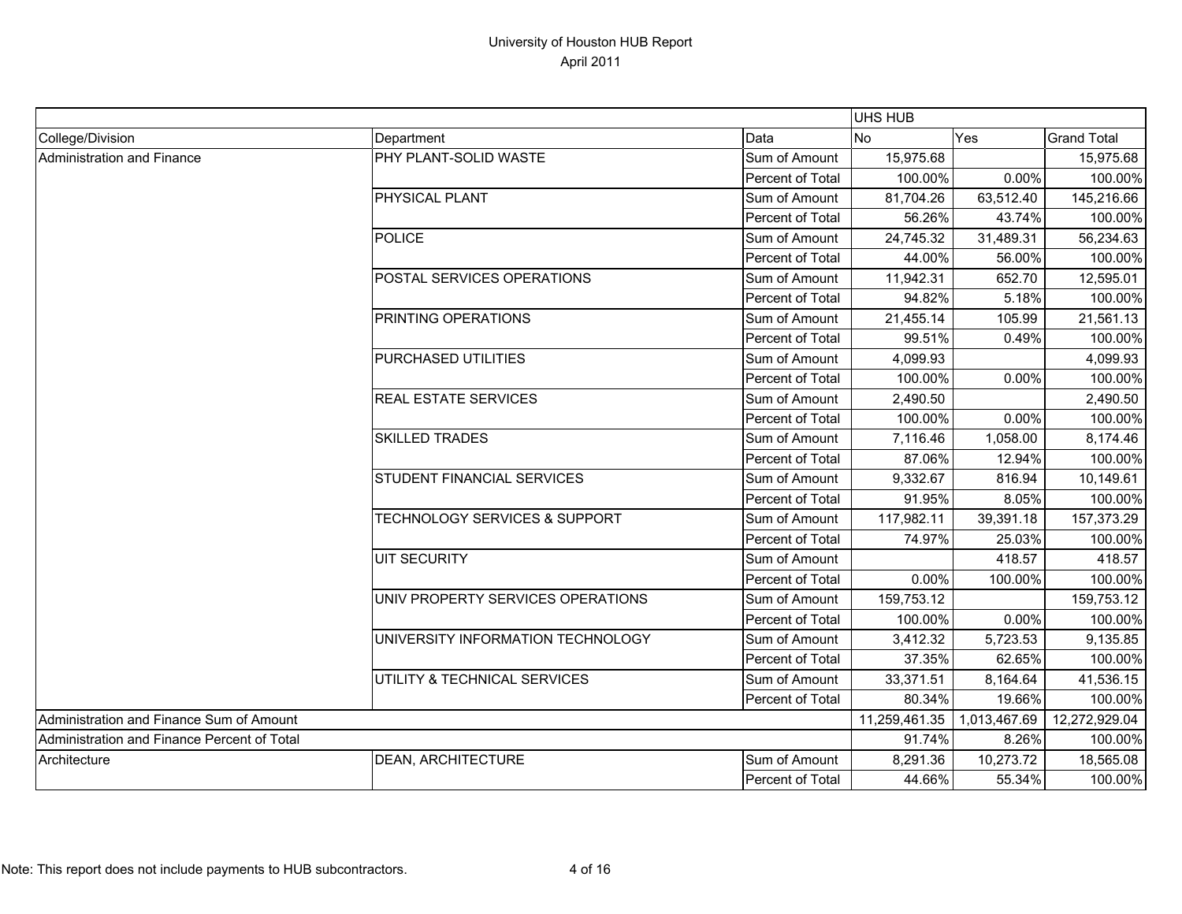# University of Houston HUB Report
April 2011

| | | | UHS HUB | | |
|---|---|---|---|---|---|
| College/Division | Department | Data | No | Yes | Grand Total |
| Administration and Finance | PHY PLANT-SOLID WASTE | Sum of Amount | 15,975.68 | | 15,975.68 |
| | | Percent of Total | 100.00% | 0.00% | 100.00% |
| | PHYSICAL PLANT | Sum of Amount | 81,704.26 | 63,512.40 | 145,216.66 |
| | | Percent of Total | 56.26% | 43.74% | 100.00% |
| | POLICE | Sum of Amount | 24,745.32 | 31,489.31 | 56,234.63 |
| | | Percent of Total | 44.00% | 56.00% | 100.00% |
| | POSTAL SERVICES OPERATIONS | Sum of Amount | 11,942.31 | 652.70 | 12,595.01 |
| | | Percent of Total | 94.82% | 5.18% | 100.00% |
| | PRINTING OPERATIONS | Sum of Amount | 21,455.14 | 105.99 | 21,561.13 |
| | | Percent of Total | 99.51% | 0.49% | 100.00% |
| | PURCHASED UTILITIES | Sum of Amount | 4,099.93 | | 4,099.93 |
| | | Percent of Total | 100.00% | 0.00% | 100.00% |
| | REAL ESTATE SERVICES | Sum of Amount | 2,490.50 | | 2,490.50 |
| | | Percent of Total | 100.00% | 0.00% | 100.00% |
| | SKILLED TRADES | Sum of Amount | 7,116.46 | 1,058.00 | 8,174.46 |
| | | Percent of Total | 87.06% | 12.94% | 100.00% |
| | STUDENT FINANCIAL SERVICES | Sum of Amount | 9,332.67 | 816.94 | 10,149.61 |
| | | Percent of Total | 91.95% | 8.05% | 100.00% |
| | TECHNOLOGY SERVICES & SUPPORT | Sum of Amount | 117,982.11 | 39,391.18 | 157,373.29 |
| | | Percent of Total | 74.97% | 25.03% | 100.00% |
| | UIT SECURITY | Sum of Amount | | 418.57 | 418.57 |
| | | Percent of Total | 0.00% | 100.00% | 100.00% |
| | UNIV PROPERTY SERVICES OPERATIONS | Sum of Amount | 159,753.12 | | 159,753.12 |
| | | Percent of Total | 100.00% | 0.00% | 100.00% |
| | UNIVERSITY INFORMATION TECHNOLOGY | Sum of Amount | 3,412.32 | 5,723.53 | 9,135.85 |
| | | Percent of Total | 37.35% | 62.65% | 100.00% |
| | UTILITY & TECHNICAL SERVICES | Sum of Amount | 33,371.51 | 8,164.64 | 41,536.15 |
| | | Percent of Total | 80.34% | 19.66% | 100.00% |
| Administration and Finance Sum of Amount | | | 11,259,461.35 | 1,013,467.69 | 12,272,929.04 |
| Administration and Finance Percent of Total | | | 91.74% | 8.26% | 100.00% |
| Architecture | DEAN, ARCHITECTURE | Sum of Amount | 8,291.36 | 10,273.72 | 18,565.08 |
| | | Percent of Total | 44.66% | 55.34% | 100.00% |

Note: This report does not include payments to HUB subcontractors.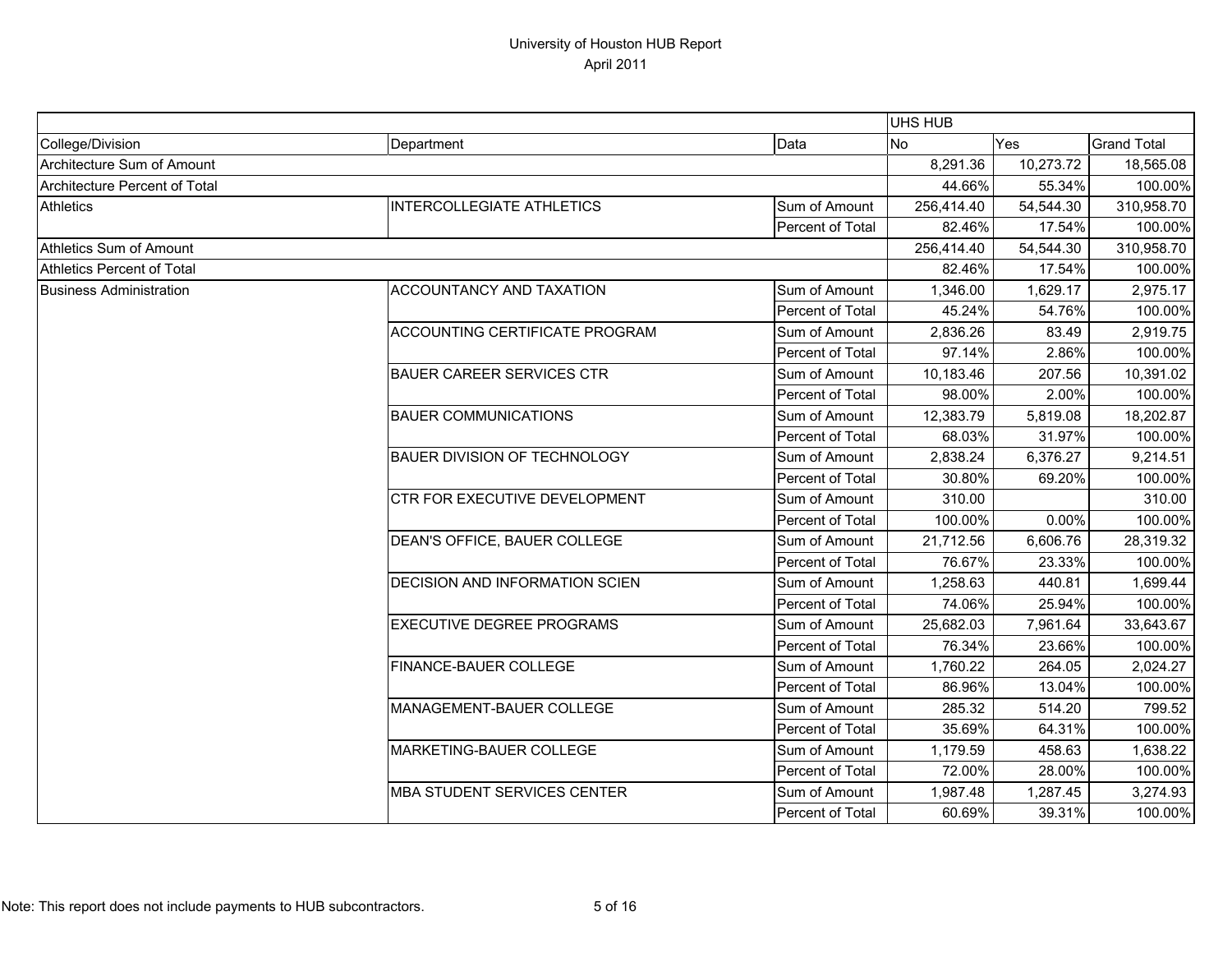# University of Houston HUB Report

April 2011

| | | | UHS HUB | | |
|---|---|---|---|---|---|
| College/Division | Department | Data | No | Yes | Grand Total |
| Architecture Sum of Amount | | | 8,291.36 | 10,273.72 | 18,565.08 |
| Architecture Percent of Total | | | 44.66% | 55.34% | 100.00% |
| Athletics | INTERCOLLEGIATE ATHLETICS | Sum of Amount | 256,414.40 | 54,544.30 | 310,958.70 |
| | | Percent of Total | 82.46% | 17.54% | 100.00% |
| Athletics Sum of Amount | | | 256,414.40 | 54,544.30 | 310,958.70 |
| Athletics Percent of Total | | | 82.46% | 17.54% | 100.00% |
| Business Administration | ACCOUNTANCY AND TAXATION | Sum of Amount | 1,346.00 | 1,629.17 | 2,975.17 |
| | | Percent of Total | 45.24% | 54.76% | 100.00% |
| | ACCOUNTING CERTIFICATE PROGRAM | Sum of Amount | 2,836.26 | 83.49 | 2,919.75 |
| | | Percent of Total | 97.14% | 2.86% | 100.00% |
| | BAUER CAREER SERVICES CTR | Sum of Amount | 10,183.46 | 207.56 | 10,391.02 |
| | | Percent of Total | 98.00% | 2.00% | 100.00% |
| | BAUER COMMUNICATIONS | Sum of Amount | 12,383.79 | 5,819.08 | 18,202.87 |
| | | Percent of Total | 68.03% | 31.97% | 100.00% |
| | BAUER DIVISION OF TECHNOLOGY | Sum of Amount | 2,838.24 | 6,376.27 | 9,214.51 |
| | | Percent of Total | 30.80% | 69.20% | 100.00% |
| | CTR FOR EXECUTIVE DEVELOPMENT | Sum of Amount | 310.00 | | 310.00 |
| | | Percent of Total | 100.00% | 0.00% | 100.00% |
| | DEAN'S OFFICE, BAUER COLLEGE | Sum of Amount | 21,712.56 | 6,606.76 | 28,319.32 |
| | | Percent of Total | 76.67% | 23.33% | 100.00% |
| | DECISION AND INFORMATION SCIEN | Sum of Amount | 1,258.63 | 440.81 | 1,699.44 |
| | | Percent of Total | 74.06% | 25.94% | 100.00% |
| | EXECUTIVE DEGREE PROGRAMS | Sum of Amount | 25,682.03 | 7,961.64 | 33,643.67 |
| | | Percent of Total | 76.34% | 23.66% | 100.00% |
| | FINANCE-BAUER COLLEGE | Sum of Amount | 1,760.22 | 264.05 | 2,024.27 |
| | | Percent of Total | 86.96% | 13.04% | 100.00% |
| | MANAGEMENT-BAUER COLLEGE | Sum of Amount | 285.32 | 514.20 | 799.52 |
| | | Percent of Total | 35.69% | 64.31% | 100.00% |
| | MARKETING-BAUER COLLEGE | Sum of Amount | 1,179.59 | 458.63 | 1,638.22 |
| | | Percent of Total | 72.00% | 28.00% | 100.00% |
| | MBA STUDENT SERVICES CENTER | Sum of Amount | 1,987.48 | 1,287.45 | 3,274.93 |
| | | Percent of Total | 60.69% | 39.31% | 100.00% |

Note: This report does not include payments to HUB subcontractors.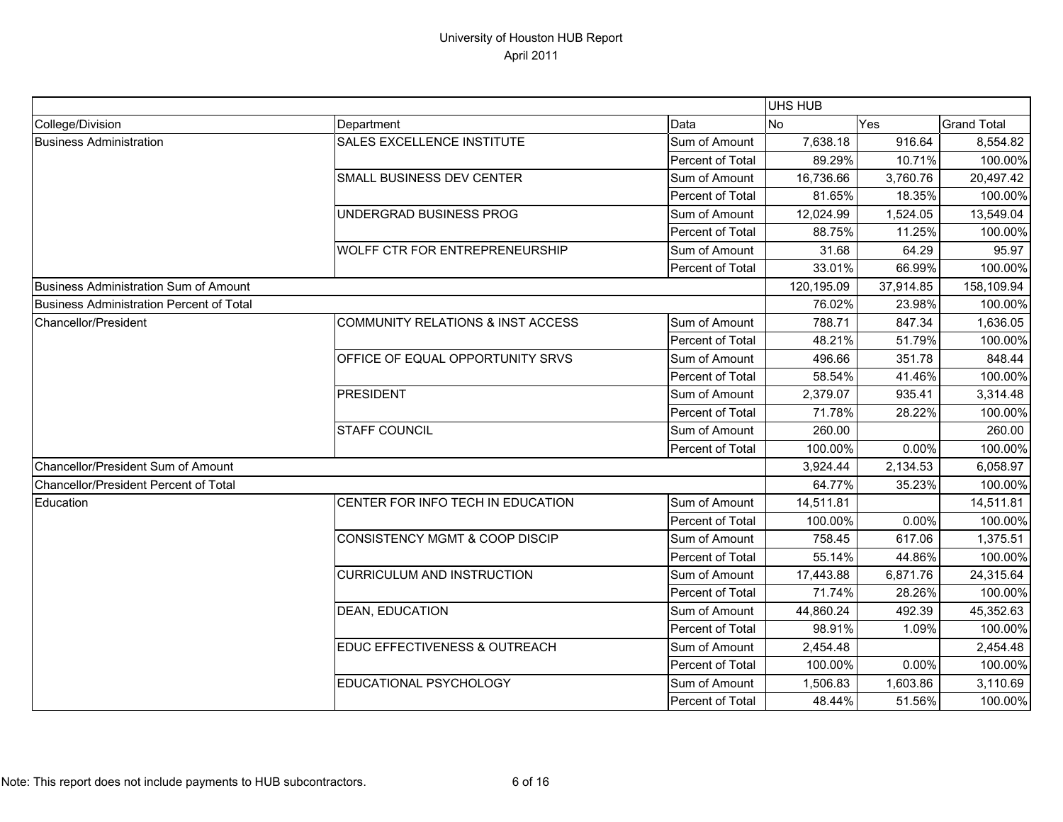# University of Houston HUB Report
April 2011

| | | | UHS HUB | | |
|---|---|---|---|---|---|
| College/Division | Department | Data | No | Yes | Grand Total |
| Business Administration | SALES EXCELLENCE INSTITUTE | Sum of Amount | 7,638.18 | 916.64 | 8,554.82 |
| | | Percent of Total | 89.29% | 10.71% | 100.00% |
| | SMALL BUSINESS DEV CENTER | Sum of Amount | 16,736.66 | 3,760.76 | 20,497.42 |
| | | Percent of Total | 81.65% | 18.35% | 100.00% |
| | UNDERGRAD BUSINESS PROG | Sum of Amount | 12,024.99 | 1,524.05 | 13,549.04 |
| | | Percent of Total | 88.75% | 11.25% | 100.00% |
| | WOLFF CTR FOR ENTREPRENEURSHIP | Sum of Amount | 31.68 | 64.29 | 95.97 |
| | | Percent of Total | 33.01% | 66.99% | 100.00% |
| Business Administration Sum of Amount | | | 120,195.09 | 37,914.85 | 158,109.94 |
| Business Administration Percent of Total | | | 76.02% | 23.98% | 100.00% |
| Chancellor/President | COMMUNITY RELATIONS & INST ACCESS | Sum of Amount | 788.71 | 847.34 | 1,636.05 |
| | | Percent of Total | 48.21% | 51.79% | 100.00% |
| | OFFICE OF EQUAL OPPORTUNITY SRVS | Sum of Amount | 496.66 | 351.78 | 848.44 |
| | | Percent of Total | 58.54% | 41.46% | 100.00% |
| | PRESIDENT | Sum of Amount | 2,379.07 | 935.41 | 3,314.48 |
| | | Percent of Total | 71.78% | 28.22% | 100.00% |
| | STAFF COUNCIL | Sum of Amount | 260.00 | | 260.00 |
| | | Percent of Total | 100.00% | 0.00% | 100.00% |
| Chancellor/President Sum of Amount | | | 3,924.44 | 2,134.53 | 6,058.97 |
| Chancellor/President Percent of Total | | | 64.77% | 35.23% | 100.00% |
| Education | CENTER FOR INFO TECH IN EDUCATION | Sum of Amount | 14,511.81 | | 14,511.81 |
| | | Percent of Total | 100.00% | 0.00% | 100.00% |
| | CONSISTENCY MGMT & COOP DISCIP | Sum of Amount | 758.45 | 617.06 | 1,375.51 |
| | | Percent of Total | 55.14% | 44.86% | 100.00% |
| | CURRICULUM AND INSTRUCTION | Sum of Amount | 17,443.88 | 6,871.76 | 24,315.64 |
| | | Percent of Total | 71.74% | 28.26% | 100.00% |
| | DEAN, EDUCATION | Sum of Amount | 44,860.24 | 492.39 | 45,352.63 |
| | | Percent of Total | 98.91% | 1.09% | 100.00% |
| | EDUC EFFECTIVENESS & OUTREACH | Sum of Amount | 2,454.48 | | 2,454.48 |
| | | Percent of Total | 100.00% | 0.00% | 100.00% |
| | EDUCATIONAL PSYCHOLOGY | Sum of Amount | 1,506.83 | 1,603.86 | 3,110.69 |
| | | Percent of Total | 48.44% | 51.56% | 100.00% |

Note: This report does not include payments to HUB subcontractors.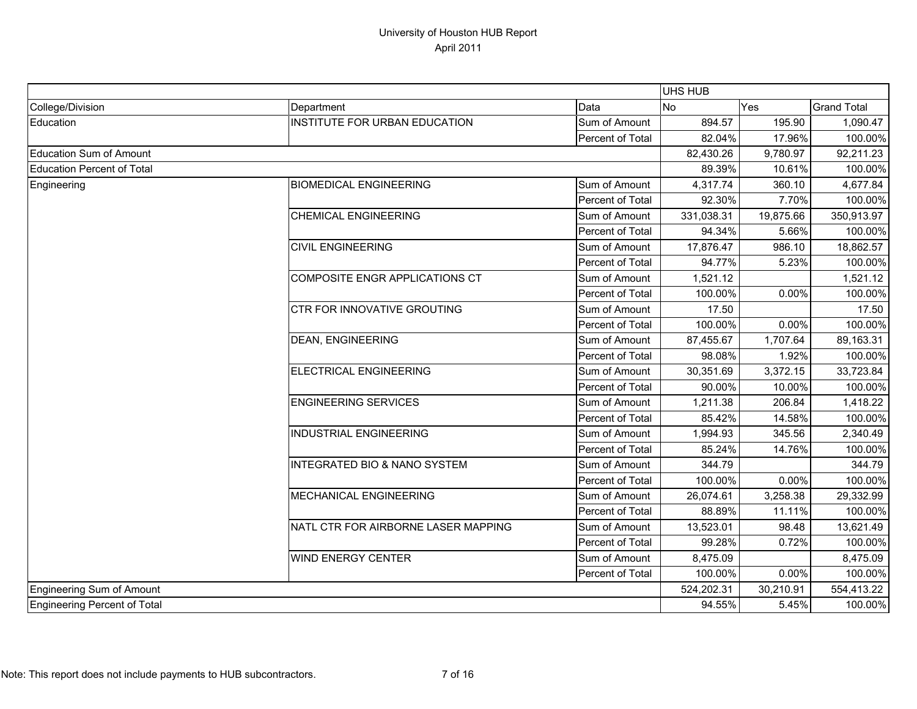# University of Houston HUB Report

April 2011

| | | | UHS HUB | | |
|---|---|---|---|---|---|
| College/Division | Department | Data | No | Yes | Grand Total |
| Education | INSTITUTE FOR URBAN EDUCATION | Sum of Amount | 894.57 | 195.90 | 1,090.47 |
| | | Percent of Total | 82.04% | 17.96% | 100.00% |
| Education Sum of Amount | | | 82,430.26 | 9,780.97 | 92,211.23 |
| Education Percent of Total | | | 89.39% | 10.61% | 100.00% |
| Engineering | BIOMEDICAL ENGINEERING | Sum of Amount | 4,317.74 | 360.10 | 4,677.84 |
| | | Percent of Total | 92.30% | 7.70% | 100.00% |
| | CHEMICAL ENGINEERING | Sum of Amount | 331,038.31 | 19,875.66 | 350,913.97 |
| | | Percent of Total | 94.34% | 5.66% | 100.00% |
| | CIVIL ENGINEERING | Sum of Amount | 17,876.47 | 986.10 | 18,862.57 |
| | | Percent of Total | 94.77% | 5.23% | 100.00% |
| | COMPOSITE ENGR APPLICATIONS CT | Sum of Amount | 1,521.12 | | 1,521.12 |
| | | Percent of Total | 100.00% | 0.00% | 100.00% |
| | CTR FOR INNOVATIVE GROUTING | Sum of Amount | 17.50 | | 17.50 |
| | | Percent of Total | 100.00% | 0.00% | 100.00% |
| | DEAN, ENGINEERING | Sum of Amount | 87,455.67 | 1,707.64 | 89,163.31 |
| | | Percent of Total | 98.08% | 1.92% | 100.00% |
| | ELECTRICAL ENGINEERING | Sum of Amount | 30,351.69 | 3,372.15 | 33,723.84 |
| | | Percent of Total | 90.00% | 10.00% | 100.00% |
| | ENGINEERING SERVICES | Sum of Amount | 1,211.38 | 206.84 | 1,418.22 |
| | | Percent of Total | 85.42% | 14.58% | 100.00% |
| | INDUSTRIAL ENGINEERING | Sum of Amount | 1,994.93 | 345.56 | 2,340.49 |
| | | Percent of Total | 85.24% | 14.76% | 100.00% |
| | INTEGRATED BIO & NANO SYSTEM | Sum of Amount | 344.79 | | 344.79 |
| | | Percent of Total | 100.00% | 0.00% | 100.00% |
| | MECHANICAL ENGINEERING | Sum of Amount | 26,074.61 | 3,258.38 | 29,332.99 |
| | | Percent of Total | 88.89% | 11.11% | 100.00% |
| | NATL CTR FOR AIRBORNE LASER MAPPING | Sum of Amount | 13,523.01 | 98.48 | 13,621.49 |
| | | Percent of Total | 99.28% | 0.72% | 100.00% |
| | WIND ENERGY CENTER | Sum of Amount | 8,475.09 | | 8,475.09 |
| | | Percent of Total | 100.00% | 0.00% | 100.00% |
| Engineering Sum of Amount | | | 524,202.31 | 30,210.91 | 554,413.22 |
| Engineering Percent of Total | | | 94.55% | 5.45% | 100.00% |

Note: This report does not include payments to HUB subcontractors.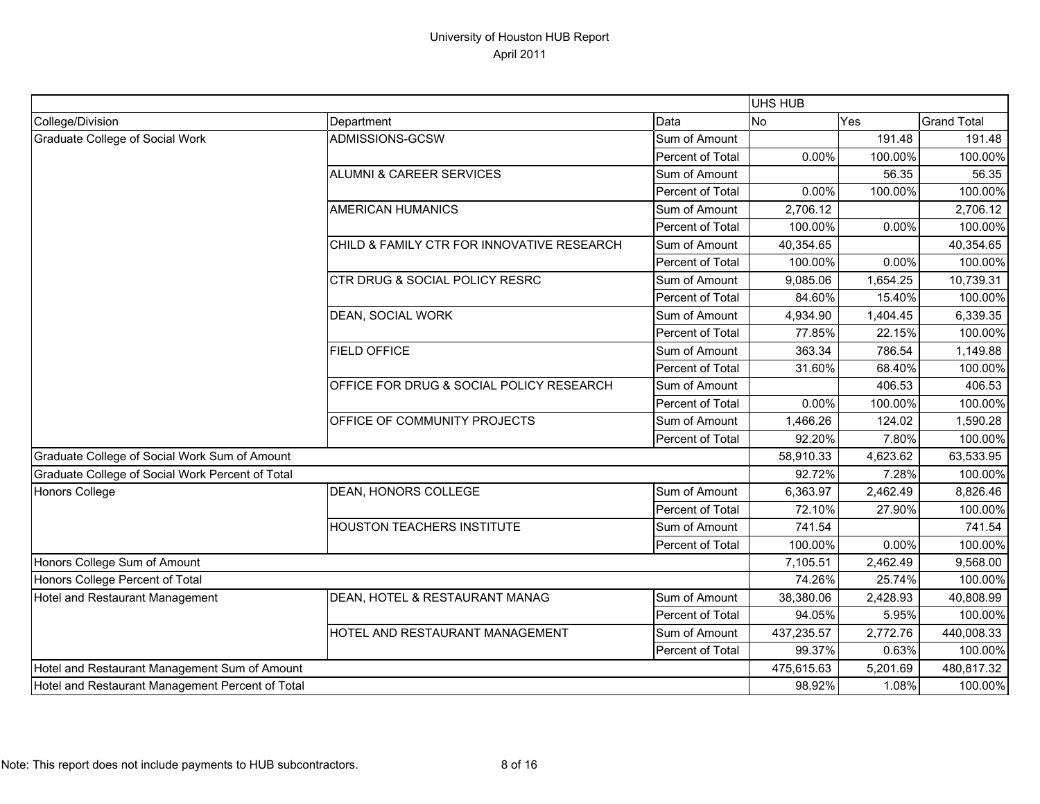# University of Houston HUB Report
April 2011

| | | | UHS HUB | | |
|---|---|---|---|---|---|
| College/Division | Department | Data | No | Yes | Grand Total |
| Graduate College of Social Work | ADMISSIONS-GCSW | Sum of Amount | | 191.48 | 191.48 |
| | | Percent of Total | 0.00% | 100.00% | 100.00% |
| | ALUMNI & CAREER SERVICES | Sum of Amount | | 56.35 | 56.35 |
| | | Percent of Total | 0.00% | 100.00% | 100.00% |
| | AMERICAN HUMANICS | Sum of Amount | 2,706.12 | | 2,706.12 |
| | | Percent of Total | 100.00% | 0.00% | 100.00% |
| | CHILD & FAMILY CTR FOR INNOVATIVE RESEARCH | Sum of Amount | 40,354.65 | | 40,354.65 |
| | | Percent of Total | 100.00% | 0.00% | 100.00% |
| | CTR DRUG & SOCIAL POLICY RESRC | Sum of Amount | 9,085.06 | 1,654.25 | 10,739.31 |
| | | Percent of Total | 84.60% | 15.40% | 100.00% |
| | DEAN, SOCIAL WORK | Sum of Amount | 4,934.90 | 1,404.45 | 6,339.35 |
| | | Percent of Total | 77.85% | 22.15% | 100.00% |
| | FIELD OFFICE | Sum of Amount | 363.34 | 786.54 | 1,149.88 |
| | | Percent of Total | 31.60% | 68.40% | 100.00% |
| | OFFICE FOR DRUG & SOCIAL POLICY RESEARCH | Sum of Amount | | 406.53 | 406.53 |
| | | Percent of Total | 0.00% | 100.00% | 100.00% |
| | OFFICE OF COMMUNITY PROJECTS | Sum of Amount | 1,466.26 | 124.02 | 1,590.28 |
| | | Percent of Total | 92.20% | 7.80% | 100.00% |
| Graduate College of Social Work Sum of Amount | | | 58,910.33 | 4,623.62 | 63,533.95 |
| Graduate College of Social Work Percent of Total | | | 92.72% | 7.28% | 100.00% |
| Honors College | DEAN, HONORS COLLEGE | Sum of Amount | 6,363.97 | 2,462.49 | 8,826.46 |
| | | Percent of Total | 72.10% | 27.90% | 100.00% |
| | HOUSTON TEACHERS INSTITUTE | Sum of Amount | 741.54 | | 741.54 |
| | | Percent of Total | 100.00% | 0.00% | 100.00% |
| Honors College Sum of Amount | | | 7,105.51 | 2,462.49 | 9,568.00 |
| Honors College Percent of Total | | | 74.26% | 25.74% | 100.00% |
| Hotel and Restaurant Management | DEAN, HOTEL & RESTAURANT MANAG | Sum of Amount | 38,380.06 | 2,428.93 | 40,808.99 |
| | | Percent of Total | 94.05% | 5.95% | 100.00% |
| | HOTEL AND RESTAURANT MANAGEMENT | Sum of Amount | 437,235.57 | 2,772.76 | 440,008.33 |
| | | Percent of Total | 99.37% | 0.63% | 100.00% |
| Hotel and Restaurant Management Sum of Amount | | | 475,615.63 | 5,201.69 | 480,817.32 |
| Hotel and Restaurant Management Percent of Total | | | 98.92% | 1.08% | 100.00% |

Note: This report does not include payments to HUB subcontractors.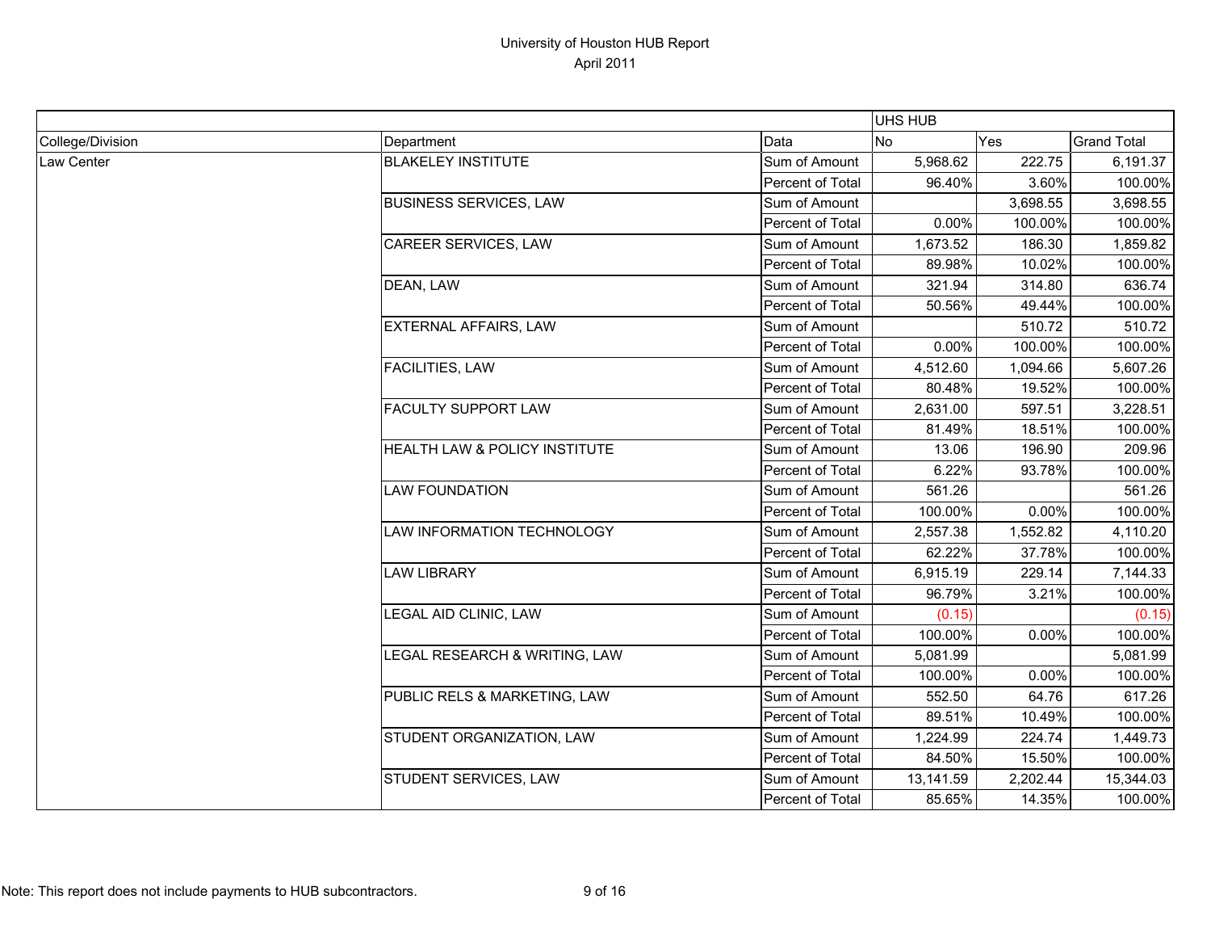# University of Houston HUB Report
## April 2011

| | | | UHS HUB | | |
|---|---|---|---|---|---|
| College/Division | Department | Data | No | Yes | Grand Total |
| Law Center | BLAKELEY INSTITUTE | Sum of Amount | 5,968.62 | 222.75 | 6,191.37 |
| | | Percent of Total | 96.40% | 3.60% | 100.00% |
| | BUSINESS SERVICES, LAW | Sum of Amount | | 3,698.55 | 3,698.55 |
| | | Percent of Total | 0.00% | 100.00% | 100.00% |
| | CAREER SERVICES, LAW | Sum of Amount | 1,673.52 | 186.30 | 1,859.82 |
| | | Percent of Total | 89.98% | 10.02% | 100.00% |
| | DEAN, LAW | Sum of Amount | 321.94 | 314.80 | 636.74 |
| | | Percent of Total | 50.56% | 49.44% | 100.00% |
| | EXTERNAL AFFAIRS, LAW | Sum of Amount | | 510.72 | 510.72 |
| | | Percent of Total | 0.00% | 100.00% | 100.00% |
| | FACILITIES, LAW | Sum of Amount | 4,512.60 | 1,094.66 | 5,607.26 |
| | | Percent of Total | 80.48% | 19.52% | 100.00% |
| | FACULTY SUPPORT LAW | Sum of Amount | 2,631.00 | 597.51 | 3,228.51 |
| | | Percent of Total | 81.49% | 18.51% | 100.00% |
| | HEALTH LAW & POLICY INSTITUTE | Sum of Amount | 13.06 | 196.90 | 209.96 |
| | | Percent of Total | 6.22% | 93.78% | 100.00% |
| | LAW FOUNDATION | Sum of Amount | 561.26 | | 561.26 |
| | | Percent of Total | 100.00% | 0.00% | 100.00% |
| | LAW INFORMATION TECHNOLOGY | Sum of Amount | 2,557.38 | 1,552.82 | 4,110.20 |
| | | Percent of Total | 62.22% | 37.78% | 100.00% |
| | LAW LIBRARY | Sum of Amount | 6,915.19 | 229.14 | 7,144.33 |
| | | Percent of Total | 96.79% | 3.21% | 100.00% |
| | LEGAL AID CLINIC, LAW | Sum of Amount | (0.15) | | (0.15) |
| | | Percent of Total | 100.00% | 0.00% | 100.00% |
| | LEGAL RESEARCH & WRITING, LAW | Sum of Amount | 5,081.99 | | 5,081.99 |
| | | Percent of Total | 100.00% | 0.00% | 100.00% |
| | PUBLIC RELS & MARKETING, LAW | Sum of Amount | 552.50 | 64.76 | 617.26 |
| | | Percent of Total | 89.51% | 10.49% | 100.00% |
| | STUDENT ORGANIZATION, LAW | Sum of Amount | 1,224.99 | 224.74 | 1,449.73 |
| | | Percent of Total | 84.50% | 15.50% | 100.00% |
| | STUDENT SERVICES, LAW | Sum of Amount | 13,141.59 | 2,202.44 | 15,344.03 |
| | | Percent of Total | 85.65% | 14.35% | 100.00% |

Note: This report does not include payments to HUB subcontractors.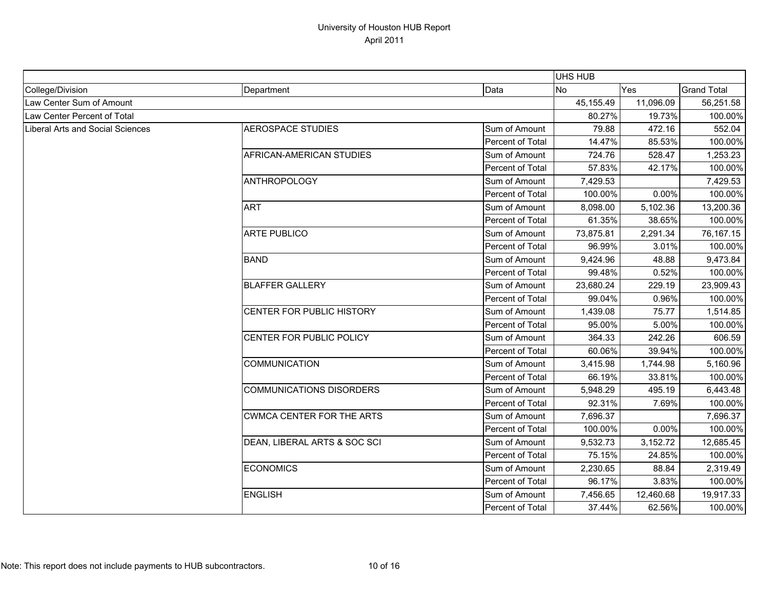# University of Houston HUB Report

April 2011

| | | | UHS HUB | | |
|---|---|---|---|---|---|
| College/Division | Department | Data | No | Yes | Grand Total |
| Law Center Sum of Amount | | | 45,155.49 | 11,096.09 | 56,251.58 |
| Law Center Percent of Total | | | 80.27% | 19.73% | 100.00% |
| Liberal Arts and Social Sciences | AEROSPACE STUDIES | Sum of Amount | 79.88 | 472.16 | 552.04 |
| | | Percent of Total | 14.47% | 85.53% | 100.00% |
| | AFRICAN-AMERICAN STUDIES | Sum of Amount | 724.76 | 528.47 | 1,253.23 |
| | | Percent of Total | 57.83% | 42.17% | 100.00% |
| | ANTHROPOLOGY | Sum of Amount | 7,429.53 | | 7,429.53 |
| | | Percent of Total | 100.00% | 0.00% | 100.00% |
| | ART | Sum of Amount | 8,098.00 | 5,102.36 | 13,200.36 |
| | | Percent of Total | 61.35% | 38.65% | 100.00% |
| | ARTE PUBLICO | Sum of Amount | 73,875.81 | 2,291.34 | 76,167.15 |
| | | Percent of Total | 96.99% | 3.01% | 100.00% |
| | BAND | Sum of Amount | 9,424.96 | 48.88 | 9,473.84 |
| | | Percent of Total | 99.48% | 0.52% | 100.00% |
| | BLAFFER GALLERY | Sum of Amount | 23,680.24 | 229.19 | 23,909.43 |
| | | Percent of Total | 99.04% | 0.96% | 100.00% |
| | CENTER FOR PUBLIC HISTORY | Sum of Amount | 1,439.08 | 75.77 | 1,514.85 |
| | | Percent of Total | 95.00% | 5.00% | 100.00% |
| | CENTER FOR PUBLIC POLICY | Sum of Amount | 364.33 | 242.26 | 606.59 |
| | | Percent of Total | 60.06% | 39.94% | 100.00% |
| | COMMUNICATION | Sum of Amount | 3,415.98 | 1,744.98 | 5,160.96 |
| | | Percent of Total | 66.19% | 33.81% | 100.00% |
| | COMMUNICATIONS DISORDERS | Sum of Amount | 5,948.29 | 495.19 | 6,443.48 |
| | | Percent of Total | 92.31% | 7.69% | 100.00% |
| | CWMCA CENTER FOR THE ARTS | Sum of Amount | 7,696.37 | | 7,696.37 |
| | | Percent of Total | 100.00% | 0.00% | 100.00% |
| | DEAN, LIBERAL ARTS & SOC SCI | Sum of Amount | 9,532.73 | 3,152.72 | 12,685.45 |
| | | Percent of Total | 75.15% | 24.85% | 100.00% |
| | ECONOMICS | Sum of Amount | 2,230.65 | 88.84 | 2,319.49 |
| | | Percent of Total | 96.17% | 3.83% | 100.00% |
| | ENGLISH | Sum of Amount | 7,456.65 | 12,460.68 | 19,917.33 |
| | | Percent of Total | 37.44% | 62.56% | 100.00% |

Note: This report does not include payments to HUB subcontractors.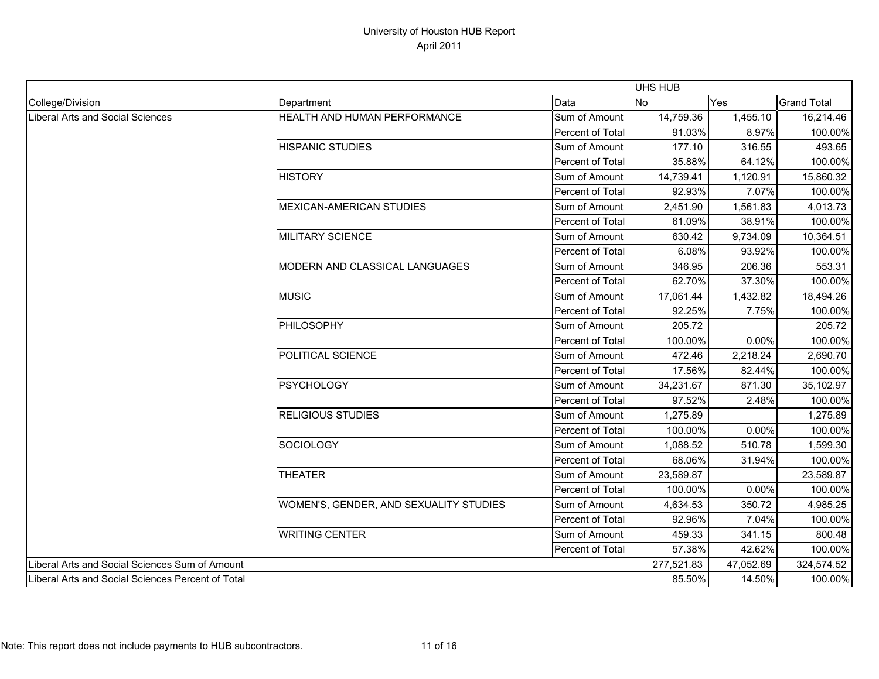# University of Houston HUB Report
April 2011

| | | | UHS HUB | | |
|---|---|---|---|---|---|
| College/Division | Department | Data | No | Yes | Grand Total |
| Liberal Arts and Social Sciences | HEALTH AND HUMAN PERFORMANCE | Sum of Amount | 14,759.36 | 1,455.10 | 16,214.46 |
| | | Percent of Total | 91.03% | 8.97% | 100.00% |
| | HISPANIC STUDIES | Sum of Amount | 177.10 | 316.55 | 493.65 |
| | | Percent of Total | 35.88% | 64.12% | 100.00% |
| | HISTORY | Sum of Amount | 14,739.41 | 1,120.91 | 15,860.32 |
| | | Percent of Total | 92.93% | 7.07% | 100.00% |
| | MEXICAN-AMERICAN STUDIES | Sum of Amount | 2,451.90 | 1,561.83 | 4,013.73 |
| | | Percent of Total | 61.09% | 38.91% | 100.00% |
| | MILITARY SCIENCE | Sum of Amount | 630.42 | 9,734.09 | 10,364.51 |
| | | Percent of Total | 6.08% | 93.92% | 100.00% |
| | MODERN AND CLASSICAL LANGUAGES | Sum of Amount | 346.95 | 206.36 | 553.31 |
| | | Percent of Total | 62.70% | 37.30% | 100.00% |
| | MUSIC | Sum of Amount | 17,061.44 | 1,432.82 | 18,494.26 |
| | | Percent of Total | 92.25% | 7.75% | 100.00% |
| | PHILOSOPHY | Sum of Amount | 205.72 | | 205.72 |
| | | Percent of Total | 100.00% | 0.00% | 100.00% |
| | POLITICAL SCIENCE | Sum of Amount | 472.46 | 2,218.24 | 2,690.70 |
| | | Percent of Total | 17.56% | 82.44% | 100.00% |
| | PSYCHOLOGY | Sum of Amount | 34,231.67 | 871.30 | 35,102.97 |
| | | Percent of Total | 97.52% | 2.48% | 100.00% |
| | RELIGIOUS STUDIES | Sum of Amount | 1,275.89 | | 1,275.89 |
| | | Percent of Total | 100.00% | 0.00% | 100.00% |
| | SOCIOLOGY | Sum of Amount | 1,088.52 | 510.78 | 1,599.30 |
| | | Percent of Total | 68.06% | 31.94% | 100.00% |
| | THEATER | Sum of Amount | 23,589.87 | | 23,589.87 |
| | | Percent of Total | 100.00% | 0.00% | 100.00% |
| | WOMEN'S, GENDER, AND SEXUALITY STUDIES | Sum of Amount | 4,634.53 | 350.72 | 4,985.25 |
| | | Percent of Total | 92.96% | 7.04% | 100.00% |
| | WRITING CENTER | Sum of Amount | 459.33 | 341.15 | 800.48 |
| | | Percent of Total | 57.38% | 42.62% | 100.00% |
| Liberal Arts and Social Sciences Sum of Amount | | | 277,521.83 | 47,052.69 | 324,574.52 |
| Liberal Arts and Social Sciences Percent of Total | | | 85.50% | 14.50% | 100.00% |

Note: This report does not include payments to HUB subcontractors.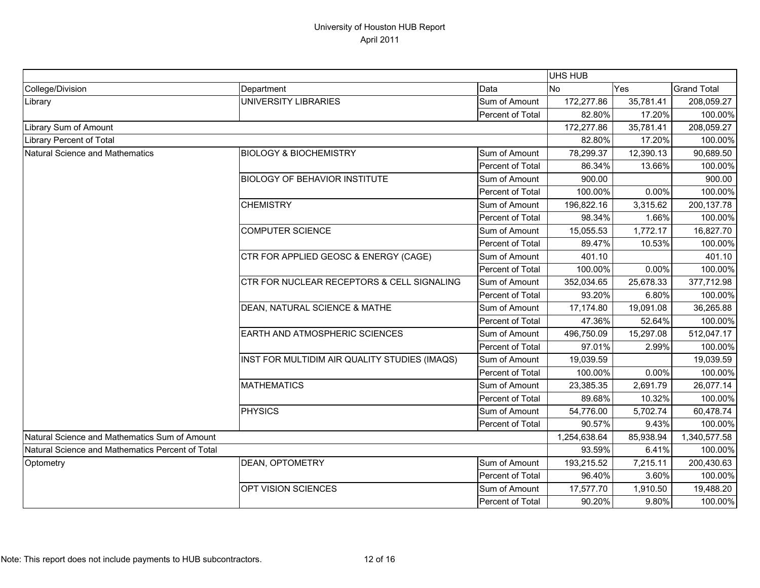# University of Houston HUB Report

April 2011

| | | | UHS HUB | | |
|---|---|---|---|---|---|
| College/Division | Department | Data | No | Yes | Grand Total |
| Library | UNIVERSITY LIBRARIES | Sum of Amount | 172,277.86 | 35,781.41 | 208,059.27 |
| | | Percent of Total | 82.80% | 17.20% | 100.00% |
| Library Sum of Amount | | | 172,277.86 | 35,781.41 | 208,059.27 |
| Library Percent of Total | | | 82.80% | 17.20% | 100.00% |
| Natural Science and Mathematics | BIOLOGY & BIOCHEMISTRY | Sum of Amount | 78,299.37 | 12,390.13 | 90,689.50 |
| | | Percent of Total | 86.34% | 13.66% | 100.00% |
| | BIOLOGY OF BEHAVIOR INSTITUTE | Sum of Amount | 900.00 | | 900.00 |
| | | Percent of Total | 100.00% | 0.00% | 100.00% |
| | CHEMISTRY | Sum of Amount | 196,822.16 | 3,315.62 | 200,137.78 |
| | | Percent of Total | 98.34% | 1.66% | 100.00% |
| | COMPUTER SCIENCE | Sum of Amount | 15,055.53 | 1,772.17 | 16,827.70 |
| | | Percent of Total | 89.47% | 10.53% | 100.00% |
| | CTR FOR APPLIED GEOSC & ENERGY (CAGE) | Sum of Amount | 401.10 | | 401.10 |
| | | Percent of Total | 100.00% | 0.00% | 100.00% |
| | CTR FOR NUCLEAR RECEPTORS & CELL SIGNALING | Sum of Amount | 352,034.65 | 25,678.33 | 377,712.98 |
| | | Percent of Total | 93.20% | 6.80% | 100.00% |
| | DEAN, NATURAL SCIENCE & MATHE | Sum of Amount | 17,174.80 | 19,091.08 | 36,265.88 |
| | | Percent of Total | 47.36% | 52.64% | 100.00% |
| | EARTH AND ATMOSPHERIC SCIENCES | Sum of Amount | 496,750.09 | 15,297.08 | 512,047.17 |
| | | Percent of Total | 97.01% | 2.99% | 100.00% |
| | INST FOR MULTIDIM AIR QUALITY STUDIES (IMAQS) | Sum of Amount | 19,039.59 | | 19,039.59 |
| | | Percent of Total | 100.00% | 0.00% | 100.00% |
| | MATHEMATICS | Sum of Amount | 23,385.35 | 2,691.79 | 26,077.14 |
| | | Percent of Total | 89.68% | 10.32% | 100.00% |
| | PHYSICS | Sum of Amount | 54,776.00 | 5,702.74 | 60,478.74 |
| | | Percent of Total | 90.57% | 9.43% | 100.00% |
| Natural Science and Mathematics Sum of Amount | | | 1,254,638.64 | 85,938.94 | 1,340,577.58 |
| Natural Science and Mathematics Percent of Total | | | 93.59% | 6.41% | 100.00% |
| Optometry | DEAN, OPTOMETRY | Sum of Amount | 193,215.52 | 7,215.11 | 200,430.63 |
| | | Percent of Total | 96.40% | 3.60% | 100.00% |
| | OPT VISION SCIENCES | Sum of Amount | 17,577.70 | 1,910.50 | 19,488.20 |
| | | Percent of Total | 90.20% | 9.80% | 100.00% |

Note: This report does not include payments to HUB subcontractors.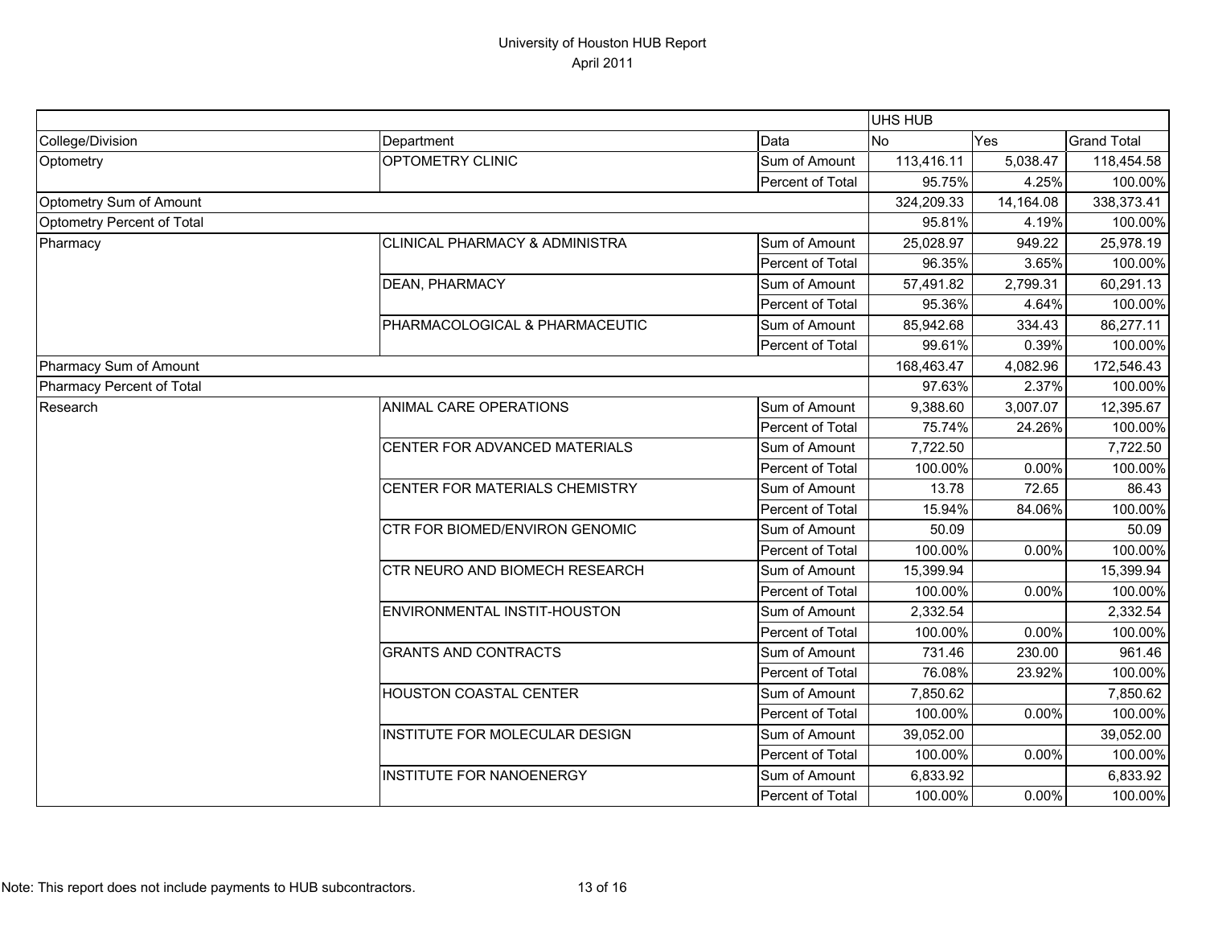# University of Houston HUB Report
April 2011

| | | | UHS HUB | | |
|---|---|---|---|---|---|
| College/Division | Department | Data | No | Yes | Grand Total |
| Optometry | OPTOMETRY CLINIC | Sum of Amount | 113,416.11 | 5,038.47 | 118,454.58 |
| | | Percent of Total | 95.75% | 4.25% | 100.00% |
| Optometry Sum of Amount | | | 324,209.33 | 14,164.08 | 338,373.41 |
| Optometry Percent of Total | | | 95.81% | 4.19% | 100.00% |
| Pharmacy | CLINICAL PHARMACY & ADMINISTRA | Sum of Amount | 25,028.97 | 949.22 | 25,978.19 |
| | | Percent of Total | 96.35% | 3.65% | 100.00% |
| | DEAN, PHARMACY | Sum of Amount | 57,491.82 | 2,799.31 | 60,291.13 |
| | | Percent of Total | 95.36% | 4.64% | 100.00% |
| | PHARMACOLOGICAL & PHARMACEUTIC | Sum of Amount | 85,942.68 | 334.43 | 86,277.11 |
| | | Percent of Total | 99.61% | 0.39% | 100.00% |
| Pharmacy Sum of Amount | | | 168,463.47 | 4,082.96 | 172,546.43 |
| Pharmacy Percent of Total | | | 97.63% | 2.37% | 100.00% |
| Research | ANIMAL CARE OPERATIONS | Sum of Amount | 9,388.60 | 3,007.07 | 12,395.67 |
| | | Percent of Total | 75.74% | 24.26% | 100.00% |
| | CENTER FOR ADVANCED MATERIALS | Sum of Amount | 7,722.50 | | 7,722.50 |
| | | Percent of Total | 100.00% | 0.00% | 100.00% |
| | CENTER FOR MATERIALS CHEMISTRY | Sum of Amount | 13.78 | 72.65 | 86.43 |
| | | Percent of Total | 15.94% | 84.06% | 100.00% |
| | CTR FOR BIOMED/ENVIRON GENOMIC | Sum of Amount | 50.09 | | 50.09 |
| | | Percent of Total | 100.00% | 0.00% | 100.00% |
| | CTR NEURO AND BIOMECH RESEARCH | Sum of Amount | 15,399.94 | | 15,399.94 |
| | | Percent of Total | 100.00% | 0.00% | 100.00% |
| | ENVIRONMENTAL INSTIT-HOUSTON | Sum of Amount | 2,332.54 | | 2,332.54 |
| | | Percent of Total | 100.00% | 0.00% | 100.00% |
| | GRANTS AND CONTRACTS | Sum of Amount | 731.46 | 230.00 | 961.46 |
| | | Percent of Total | 76.08% | 23.92% | 100.00% |
| | HOUSTON COASTAL CENTER | Sum of Amount | 7,850.62 | | 7,850.62 |
| | | Percent of Total | 100.00% | 0.00% | 100.00% |
| | INSTITUTE FOR MOLECULAR DESIGN | Sum of Amount | 39,052.00 | | 39,052.00 |
| | | Percent of Total | 100.00% | 0.00% | 100.00% |
| | INSTITUTE FOR NANOENERGY | Sum of Amount | 6,833.92 | | 6,833.92 |
| | | Percent of Total | 100.00% | 0.00% | 100.00% |

Note: This report does not include payments to HUB subcontractors.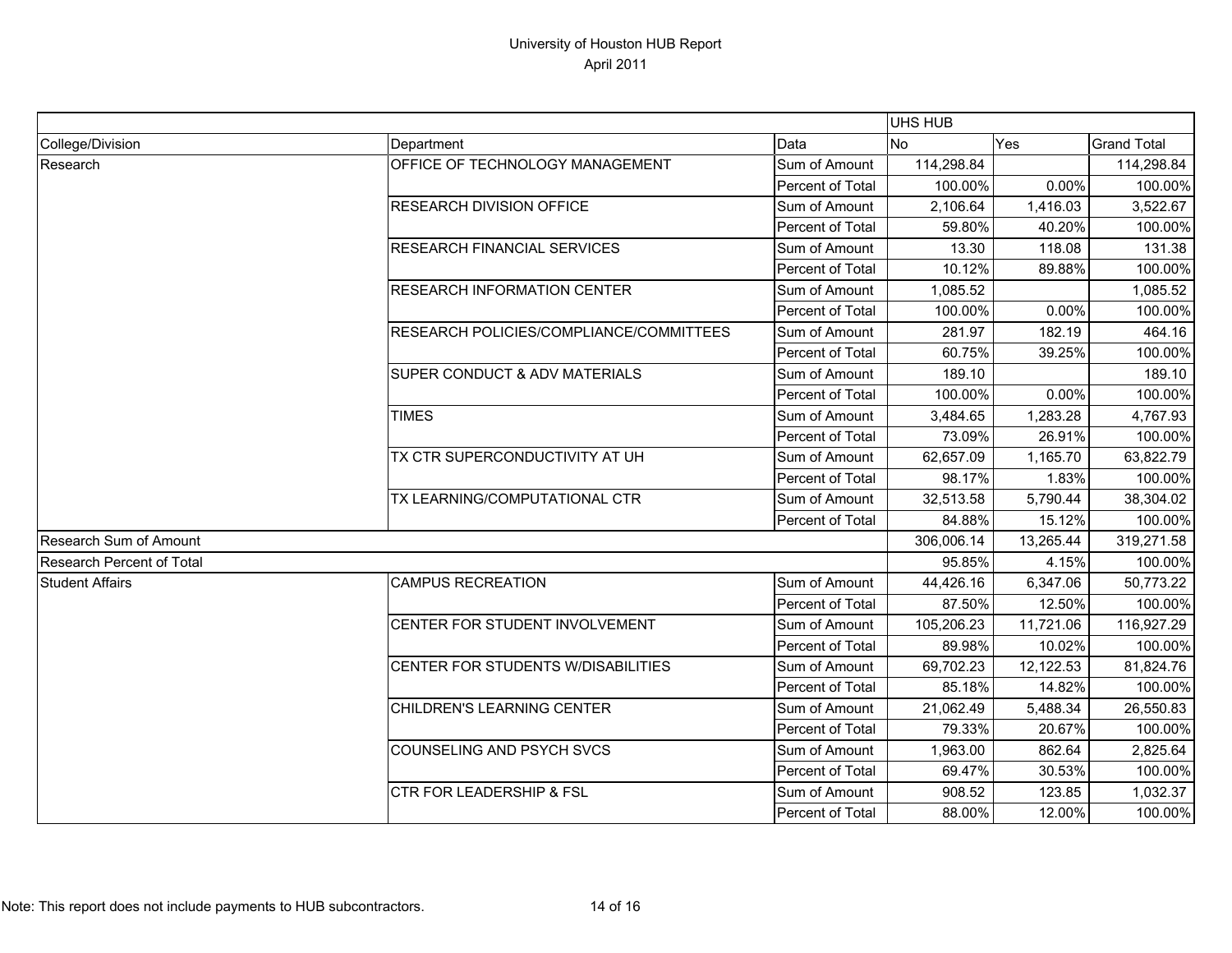# University of Houston HUB Report
April 2011

| | | | UHS HUB | | |
|---|---|---|---|---|---|
| College/Division | Department | Data | No | Yes | Grand Total |
| Research | OFFICE OF TECHNOLOGY MANAGEMENT | Sum of Amount | 114,298.84 | | 114,298.84 |
| | | Percent of Total | 100.00% | 0.00% | 100.00% |
| | RESEARCH DIVISION OFFICE | Sum of Amount | 2,106.64 | 1,416.03 | 3,522.67 |
| | | Percent of Total | 59.80% | 40.20% | 100.00% |
| | RESEARCH FINANCIAL SERVICES | Sum of Amount | 13.30 | 118.08 | 131.38 |
| | | Percent of Total | 10.12% | 89.88% | 100.00% |
| | RESEARCH INFORMATION CENTER | Sum of Amount | 1,085.52 | | 1,085.52 |
| | | Percent of Total | 100.00% | 0.00% | 100.00% |
| | RESEARCH POLICIES/COMPLIANCE/COMMITTEES | Sum of Amount | 281.97 | 182.19 | 464.16 |
| | | Percent of Total | 60.75% | 39.25% | 100.00% |
| | SUPER CONDUCT & ADV MATERIALS | Sum of Amount | 189.10 | | 189.10 |
| | | Percent of Total | 100.00% | 0.00% | 100.00% |
| | TIMES | Sum of Amount | 3,484.65 | 1,283.28 | 4,767.93 |
| | | Percent of Total | 73.09% | 26.91% | 100.00% |
| | TX CTR SUPERCONDUCTIVITY AT UH | Sum of Amount | 62,657.09 | 1,165.70 | 63,822.79 |
| | | Percent of Total | 98.17% | 1.83% | 100.00% |
| | TX LEARNING/COMPUTATIONAL CTR | Sum of Amount | 32,513.58 | 5,790.44 | 38,304.02 |
| | | Percent of Total | 84.88% | 15.12% | 100.00% |
| Research Sum of Amount | | | 306,006.14 | 13,265.44 | 319,271.58 |
| Research Percent of Total | | | 95.85% | 4.15% | 100.00% |
| Student Affairs | CAMPUS RECREATION | Sum of Amount | 44,426.16 | 6,347.06 | 50,773.22 |
| | | Percent of Total | 87.50% | 12.50% | 100.00% |
| | CENTER FOR STUDENT INVOLVEMENT | Sum of Amount | 105,206.23 | 11,721.06 | 116,927.29 |
| | | Percent of Total | 89.98% | 10.02% | 100.00% |
| | CENTER FOR STUDENTS W/DISABILITIES | Sum of Amount | 69,702.23 | 12,122.53 | 81,824.76 |
| | | Percent of Total | 85.18% | 14.82% | 100.00% |
| | CHILDREN'S LEARNING CENTER | Sum of Amount | 21,062.49 | 5,488.34 | 26,550.83 |
| | | Percent of Total | 79.33% | 20.67% | 100.00% |
| | COUNSELING AND PSYCH SVCS | Sum of Amount | 1,963.00 | 862.64 | 2,825.64 |
| | | Percent of Total | 69.47% | 30.53% | 100.00% |
| | CTR FOR LEADERSHIP & FSL | Sum of Amount | 908.52 | 123.85 | 1,032.37 |
| | | Percent of Total | 88.00% | 12.00% | 100.00% |

Note: This report does not include payments to HUB subcontractors.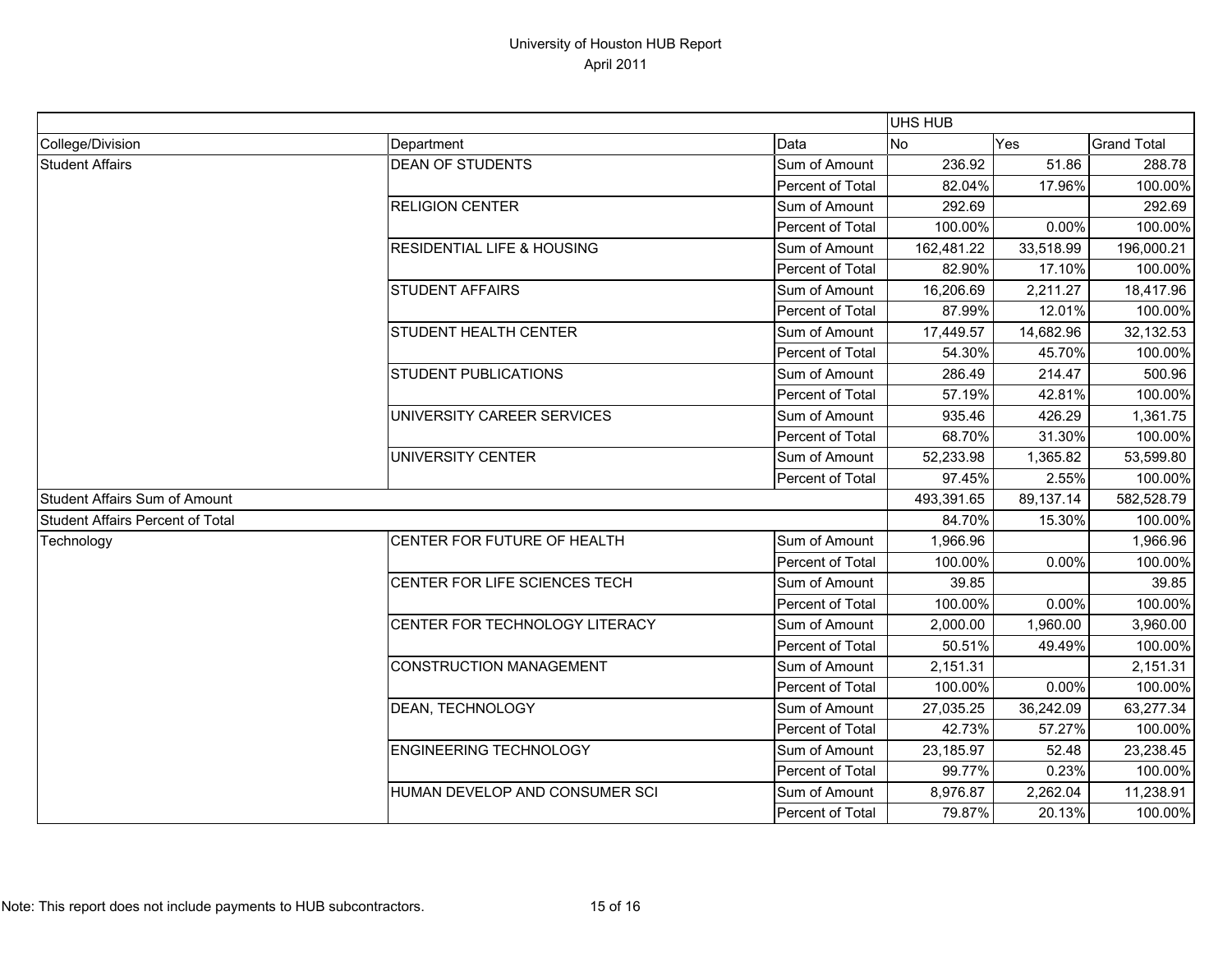# University of Houston HUB Report

April 2011

| College/Division | Department | Data | UHS HUB No | UHS HUB Yes | Grand Total |
|---|---|---|---|---|---|
| Student Affairs | DEAN OF STUDENTS | Sum of Amount | 236.92 | 51.86 | 288.78 |
| | | Percent of Total | 82.04% | 17.96% | 100.00% |
| | RELIGION CENTER | Sum of Amount | 292.69 | | 292.69 |
| | | Percent of Total | 100.00% | 0.00% | 100.00% |
| | RESIDENTIAL LIFE & HOUSING | Sum of Amount | 162,481.22 | 33,518.99 | 196,000.21 |
| | | Percent of Total | 82.90% | 17.10% | 100.00% |
| | STUDENT AFFAIRS | Sum of Amount | 16,206.69 | 2,211.27 | 18,417.96 |
| | | Percent of Total | 87.99% | 12.01% | 100.00% |
| | STUDENT HEALTH CENTER | Sum of Amount | 17,449.57 | 14,682.96 | 32,132.53 |
| | | Percent of Total | 54.30% | 45.70% | 100.00% |
| | STUDENT PUBLICATIONS | Sum of Amount | 286.49 | 214.47 | 500.96 |
| | | Percent of Total | 57.19% | 42.81% | 100.00% |
| | UNIVERSITY CAREER SERVICES | Sum of Amount | 935.46 | 426.29 | 1,361.75 |
| | | Percent of Total | 68.70% | 31.30% | 100.00% |
| | UNIVERSITY CENTER | Sum of Amount | 52,233.98 | 1,365.82 | 53,599.80 |
| | | Percent of Total | 97.45% | 2.55% | 100.00% |
| Student Affairs Sum of Amount | | | 493,391.65 | 89,137.14 | 582,528.79 |
| Student Affairs Percent of Total | | | 84.70% | 15.30% | 100.00% |
| Technology | CENTER FOR FUTURE OF HEALTH | Sum of Amount | 1,966.96 | | 1,966.96 |
| | | Percent of Total | 100.00% | 0.00% | 100.00% |
| | CENTER FOR LIFE SCIENCES TECH | Sum of Amount | 39.85 | | 39.85 |
| | | Percent of Total | 100.00% | 0.00% | 100.00% |
| | CENTER FOR TECHNOLOGY LITERACY | Sum of Amount | 2,000.00 | 1,960.00 | 3,960.00 |
| | | Percent of Total | 50.51% | 49.49% | 100.00% |
| | CONSTRUCTION MANAGEMENT | Sum of Amount | 2,151.31 | | 2,151.31 |
| | | Percent of Total | 100.00% | 0.00% | 100.00% |
| | DEAN, TECHNOLOGY | Sum of Amount | 27,035.25 | 36,242.09 | 63,277.34 |
| | | Percent of Total | 42.73% | 57.27% | 100.00% |
| | ENGINEERING TECHNOLOGY | Sum of Amount | 23,185.97 | 52.48 | 23,238.45 |
| | | Percent of Total | 99.77% | 0.23% | 100.00% |
| | HUMAN DEVELOP AND CONSUMER SCI | Sum of Amount | 8,976.87 | 2,262.04 | 11,238.91 |
| | | Percent of Total | 79.87% | 20.13% | 100.00% |

Note: This report does not include payments to HUB subcontractors.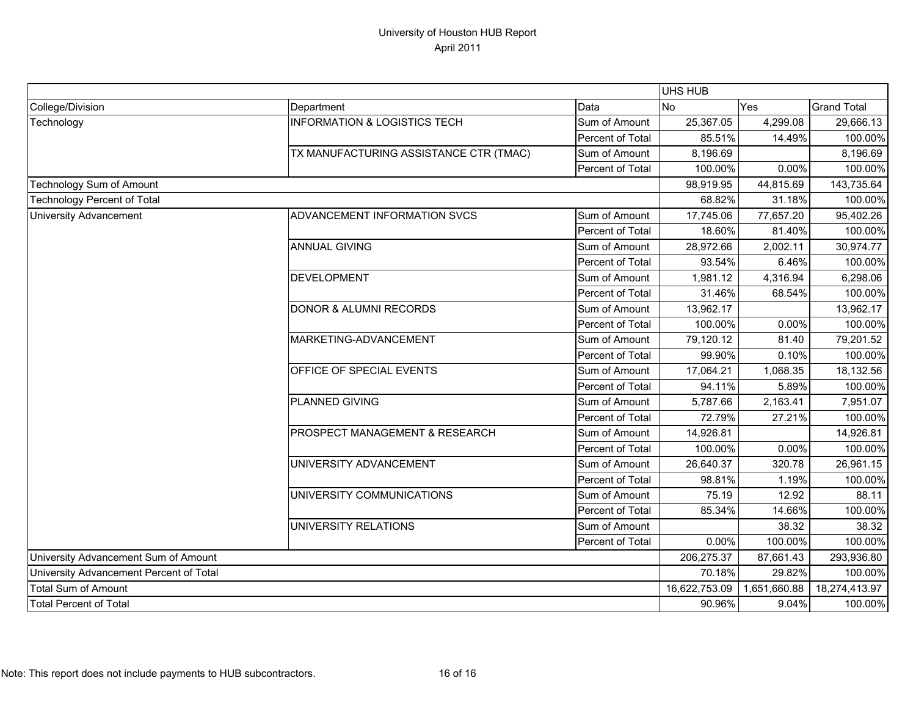# University of Houston HUB Report
April 2011

| | | | UHS HUB | | |
|---|---|---|---|---|---|
| College/Division | Department | Data | No | Yes | Grand Total |
| Technology | INFORMATION & LOGISTICS TECH | Sum of Amount | 25,367.05 | 4,299.08 | 29,666.13 |
| | | Percent of Total | 85.51% | 14.49% | 100.00% |
| | TX MANUFACTURING ASSISTANCE CTR (TMAC) | Sum of Amount | 8,196.69 | | 8,196.69 |
| | | Percent of Total | 100.00% | 0.00% | 100.00% |
| Technology Sum of Amount | | | 98,919.95 | 44,815.69 | 143,735.64 |
| Technology Percent of Total | | | 68.82% | 31.18% | 100.00% |
| University Advancement | ADVANCEMENT INFORMATION SVCS | Sum of Amount | 17,745.06 | 77,657.20 | 95,402.26 |
| | | Percent of Total | 18.60% | 81.40% | 100.00% |
| | ANNUAL GIVING | Sum of Amount | 28,972.66 | 2,002.11 | 30,974.77 |
| | | Percent of Total | 93.54% | 6.46% | 100.00% |
| | DEVELOPMENT | Sum of Amount | 1,981.12 | 4,316.94 | 6,298.06 |
| | | Percent of Total | 31.46% | 68.54% | 100.00% |
| | DONOR & ALUMNI RECORDS | Sum of Amount | 13,962.17 | | 13,962.17 |
| | | Percent of Total | 100.00% | 0.00% | 100.00% |
| | MARKETING-ADVANCEMENT | Sum of Amount | 79,120.12 | 81.40 | 79,201.52 |
| | | Percent of Total | 99.90% | 0.10% | 100.00% |
| | OFFICE OF SPECIAL EVENTS | Sum of Amount | 17,064.21 | 1,068.35 | 18,132.56 |
| | | Percent of Total | 94.11% | 5.89% | 100.00% |
| | PLANNED GIVING | Sum of Amount | 5,787.66 | 2,163.41 | 7,951.07 |
| | | Percent of Total | 72.79% | 27.21% | 100.00% |
| | PROSPECT MANAGEMENT & RESEARCH | Sum of Amount | 14,926.81 | | 14,926.81 |
| | | Percent of Total | 100.00% | 0.00% | 100.00% |
| | UNIVERSITY ADVANCEMENT | Sum of Amount | 26,640.37 | 320.78 | 26,961.15 |
| | | Percent of Total | 98.81% | 1.19% | 100.00% |
| | UNIVERSITY COMMUNICATIONS | Sum of Amount | 75.19 | 12.92 | 88.11 |
| | | Percent of Total | 85.34% | 14.66% | 100.00% |
| | UNIVERSITY RELATIONS | Sum of Amount | | 38.32 | 38.32 |
| | | Percent of Total | 0.00% | 100.00% | 100.00% |
| University Advancement Sum of Amount | | | 206,275.37 | 87,661.43 | 293,936.80 |
| University Advancement Percent of Total | | | 70.18% | 29.82% | 100.00% |
| Total Sum of Amount | | | 16,622,753.09 | 1,651,660.88 | 18,274,413.97 |
| Total Percent of Total | | | 90.96% | 9.04% | 100.00% |

Note: This report does not include payments to HUB subcontractors.